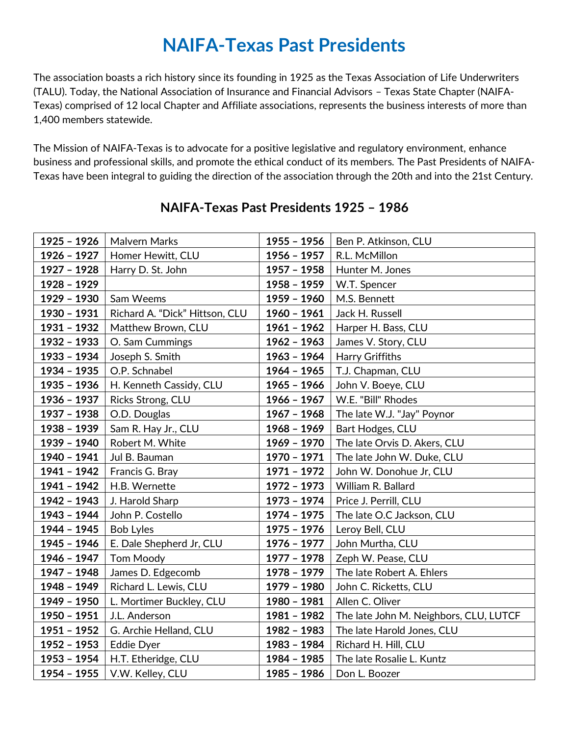# NAIFA-Texas Past Presidents

The association boasts a rich history since its founding in 1925 as the Texas Association of Life Underwriters (TALU). Today, the National Association of Insurance and Financial Advisors – Texas State Chapter (NAIFA-Texas) comprised of 12 local Chapter and Affiliate associations, represents the business interests of more than 1,400 members statewide.

The Mission of NAIFA-Texas is to advocate for a positive legislative and regulatory environment, enhance business and professional skills, and promote the ethical conduct of its members. The Past Presidents of NAIFA-Texas have been integral to guiding the direction of the association through the 20th and into the 21st Century.

## NAIFA-Texas Past Presidents 1925 – 1986

| | | | |
|---|---|---|---|
| **1925 – 1926** | Malvern Marks | **1955 – 1956** | Ben P. Atkinson, CLU |
| **1926 – 1927** | Homer Hewitt, CLU | **1956 – 1957** | R.L. McMillon |
| **1927 – 1928** | Harry D. St. John | **1957 – 1958** | Hunter M. Jones |
| **1928 – 1929** | | **1958 – 1959** | W.T. Spencer |
| **1929 – 1930** | Sam Weems | **1959 – 1960** | M.S. Bennett |
| **1930 – 1931** | Richard A. "Dick" Hittson, CLU | **1960 – 1961** | Jack H. Russell |
| **1931 – 1932** | Matthew Brown, CLU | **1961 – 1962** | Harper H. Bass, CLU |
| **1932 – 1933** | O. Sam Cummings | **1962 – 1963** | James V. Story, CLU |
| **1933 – 1934** | Joseph S. Smith | **1963 – 1964** | Harry Griffiths |
| **1934 – 1935** | O.P. Schnabel | **1964 – 1965** | T.J. Chapman, CLU |
| **1935 – 1936** | H. Kenneth Cassidy, CLU | **1965 – 1966** | John V. Boeye, CLU |
| **1936 – 1937** | Ricks Strong, CLU | **1966 – 1967** | W.E. "Bill" Rhodes |
| **1937 – 1938** | O.D. Douglas | **1967 – 1968** | The late W.J. "Jay" Poynor |
| **1938 – 1939** | Sam R. Hay Jr., CLU | **1968 – 1969** | Bart Hodges, CLU |
| **1939 – 1940** | Robert M. White | **1969 – 1970** | The late Orvis D. Akers, CLU |
| **1940 – 1941** | Jul B. Bauman | **1970 – 1971** | The late John W. Duke, CLU |
| **1941 – 1942** | Francis G. Bray | **1971 – 1972** | John W. Donohue Jr, CLU |
| **1941 – 1942** | H.B. Wernette | **1972 – 1973** | William R. Ballard |
| **1942 – 1943** | J. Harold Sharp | **1973 – 1974** | Price J. Perrill, CLU |
| **1943 – 1944** | John P. Costello | **1974 – 1975** | The late O.C Jackson, CLU |
| **1944 – 1945** | Bob Lyles | **1975 – 1976** | Leroy Bell, CLU |
| **1945 – 1946** | E. Dale Shepherd Jr, CLU | **1976 – 1977** | John Murtha, CLU |
| **1946 – 1947** | Tom Moody | **1977 – 1978** | Zeph W. Pease, CLU |
| **1947 – 1948** | James D. Edgecomb | **1978 – 1979** | The late Robert A. Ehlers |
| **1948 – 1949** | Richard L. Lewis, CLU | **1979 – 1980** | John C. Ricketts, CLU |
| **1949 – 1950** | L. Mortimer Buckley, CLU | **1980 – 1981** | Allen C. Oliver |
| **1950 – 1951** | J.L. Anderson | **1981 – 1982** | The late John M. Neighbors, CLU, LUTCF |
| **1951 – 1952** | G. Archie Helland, CLU | **1982 – 1983** | The late Harold Jones, CLU |
| **1952 – 1953** | Eddie Dyer | **1983 – 1984** | Richard H. Hill, CLU |
| **1953 – 1954** | H.T. Etheridge, CLU | **1984 – 1985** | The late Rosalie L. Kuntz |
| **1954 – 1955** | V.W. Kelley, CLU | **1985 – 1986** | Don L. Boozer |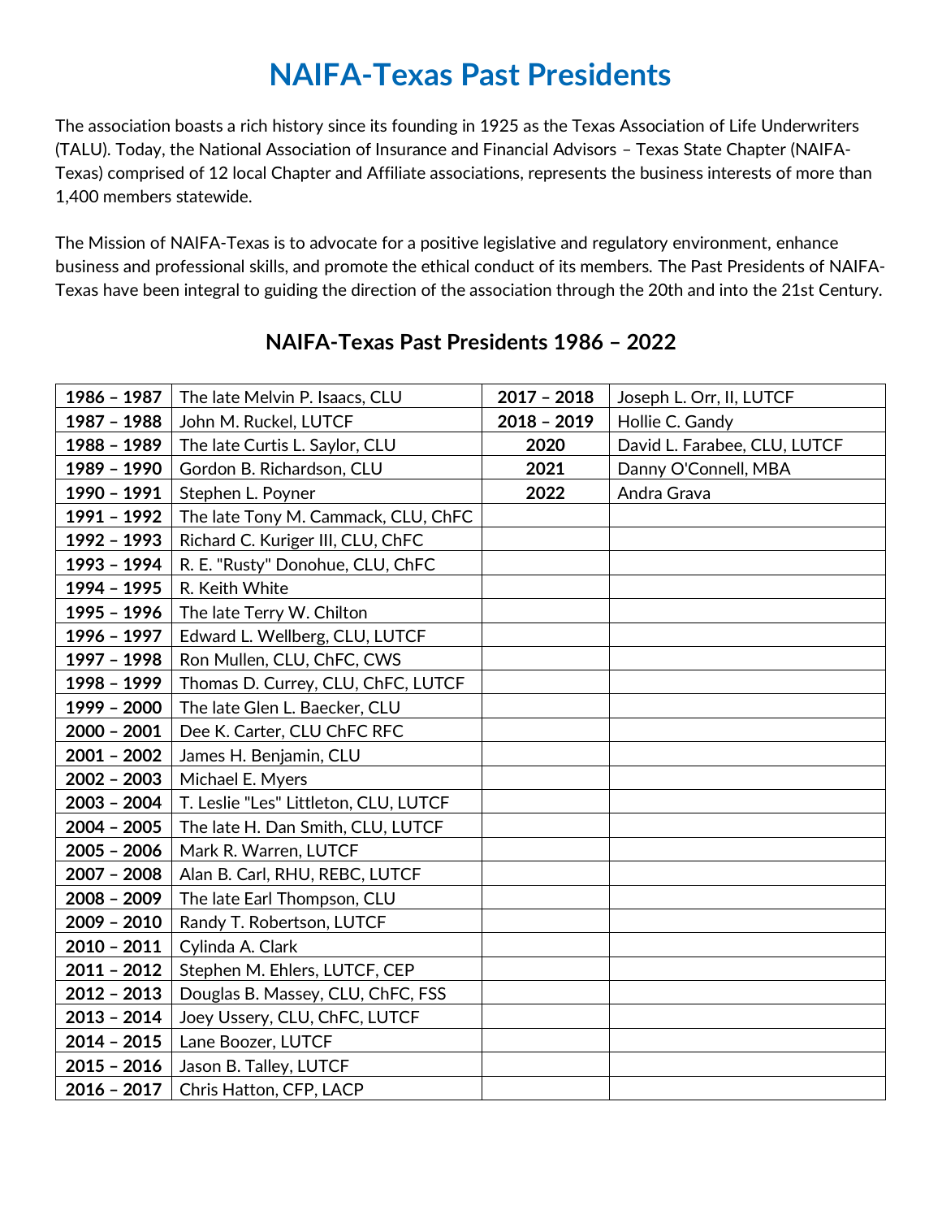# NAIFA-Texas Past Presidents

The association boasts a rich history since its founding in 1925 as the Texas Association of Life Underwriters (TALU). Today, the National Association of Insurance and Financial Advisors – Texas State Chapter (NAIFA-Texas) comprised of 12 local Chapter and Affiliate associations, represents the business interests of more than 1,400 members statewide.

The Mission of NAIFA-Texas is to advocate for a positive legislative and regulatory environment, enhance business and professional skills, and promote the ethical conduct of its members. The Past Presidents of NAIFA-Texas have been integral to guiding the direction of the association through the 20th and into the 21st Century.

## NAIFA-Texas Past Presidents 1986 – 2022

| | | | |
|---|---|---|---|
| **1986 – 1987** | The late Melvin P. Isaacs, CLU | **2017 – 2018** | Joseph L. Orr, II, LUTCF |
| **1987 – 1988** | John M. Ruckel, LUTCF | **2018 – 2019** | Hollie C. Gandy |
| **1988 – 1989** | The late Curtis L. Saylor, CLU | **2020** | David L. Farabee, CLU, LUTCF |
| **1989 – 1990** | Gordon B. Richardson, CLU | **2021** | Danny O'Connell, MBA |
| **1990 – 1991** | Stephen L. Poyner | **2022** | Andra Grava |
| **1991 – 1992** | The late Tony M. Cammack, CLU, ChFC | | |
| **1992 – 1993** | Richard C. Kuriger III, CLU, ChFC | | |
| **1993 – 1994** | R. E. "Rusty" Donohue, CLU, ChFC | | |
| **1994 – 1995** | R. Keith White | | |
| **1995 – 1996** | The late Terry W. Chilton | | |
| **1996 – 1997** | Edward L. Wellberg, CLU, LUTCF | | |
| **1997 – 1998** | Ron Mullen, CLU, ChFC, CWS | | |
| **1998 – 1999** | Thomas D. Currey, CLU, ChFC, LUTCF | | |
| **1999 – 2000** | The late Glen L. Baecker, CLU | | |
| **2000 – 2001** | Dee K. Carter, CLU ChFC RFC | | |
| **2001 – 2002** | James H. Benjamin, CLU | | |
| **2002 – 2003** | Michael E. Myers | | |
| **2003 – 2004** | T. Leslie "Les" Littleton, CLU, LUTCF | | |
| **2004 – 2005** | The late H. Dan Smith, CLU, LUTCF | | |
| **2005 – 2006** | Mark R. Warren, LUTCF | | |
| **2007 – 2008** | Alan B. Carl, RHU, REBC, LUTCF | | |
| **2008 – 2009** | The late Earl Thompson, CLU | | |
| **2009 – 2010** | Randy T. Robertson, LUTCF | | |
| **2010 – 2011** | Cylinda A. Clark | | |
| **2011 – 2012** | Stephen M. Ehlers, LUTCF, CEP | | |
| **2012 – 2013** | Douglas B. Massey, CLU, ChFC, FSS | | |
| **2013 – 2014** | Joey Ussery, CLU, ChFC, LUTCF | | |
| **2014 – 2015** | Lane Boozer, LUTCF | | |
| **2015 – 2016** | Jason B. Talley, LUTCF | | |
| **2016 – 2017** | Chris Hatton, CFP, LACP | | |